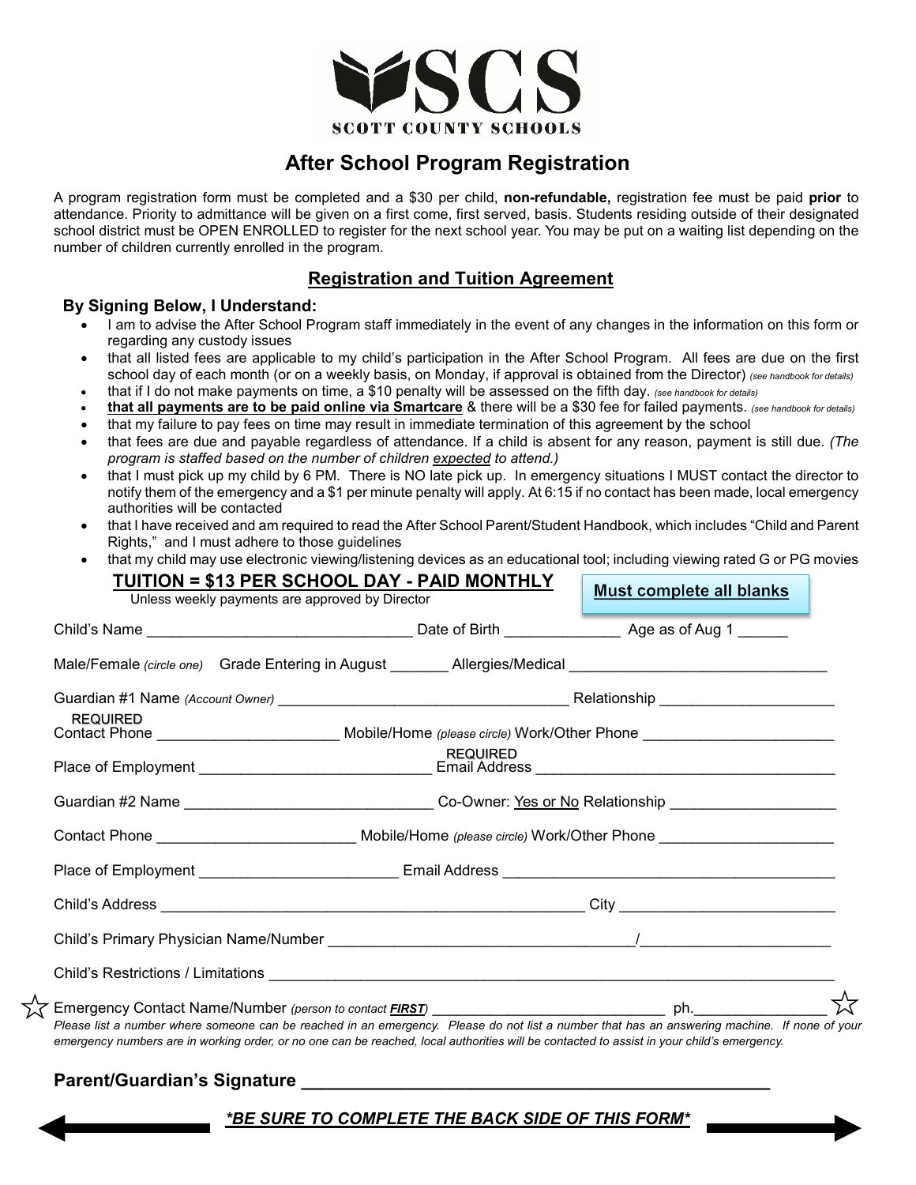SCS

SCOTT COUNTY SCHOOLS

# After School Program Registration

A program registration form must be completed and a $30 per child, **non-refundable,** registration fee must be paid **prior** to attendance. Priority to admittance will be given on a first come, first served, basis. Students residing outside of their designated school district must be OPEN ENROLLED to register for the next school year. You may be put on a waiting list depending on the number of children currently enrolled in the program.

## Registration and Tuition Agreement

**By Signing Below, I Understand:**

- I am to advise the After School Program staff immediately in the event of any changes in the information on this form or regarding any custody issues
- that all listed fees are applicable to my child's participation in the After School Program. All fees are due on the first school day of each month (or on a weekly basis, on Monday, if approval is obtained from the Director) *(see handbook for details)*
- that if I do not make payments on time, a $10 penalty will be assessed on the fifth day. *(see handbook for details)*
- **that all payments are to be paid online via Smartcare** & there will be a $30 fee for failed payments. *(see handbook for details)*
- that my failure to pay fees on time may result in immediate termination of this agreement by the school
- that fees are due and payable regardless of attendance. If a child is absent for any reason, payment is still due. *(The program is staffed based on the number of children expected to attend.)*
- that I must pick up my child by 6 PM. There is NO late pick up. In emergency situations I MUST contact the director to notify them of the emergency and a $1 per minute penalty will apply. At 6:15 if no contact has been made, local emergency authorities will be contacted
- that I have received and am required to read the After School Parent/Student Handbook, which includes "Child and Parent Rights," and I must adhere to those guidelines
- that my child may use electronic viewing/listening devices as an educational tool; including viewing rated G or PG movies

**TUITION = $13 PER SCHOOL DAY - PAID MONTHLY**

Unless weekly payments are approved by Director

**Must complete all blanks**

Child's Name ______________________________ Date of Birth _____________ Age as of Aug 1 ______

Male/Female *(circle one)* Grade Entering in August _______ Allergies/Medical ______________________________

Guardian #1 Name *(Account Owner)* __________________________________ Relationship ____________________

REQUIRED
Contact Phone _____________________ Mobile/Home *(please circle)* Work/Other Phone ______________________

Place of Employment ___________________________ REQUIRED Email Address __________________________________

Guardian #2 Name _____________________________ Co-Owner: Yes or No Relationship ___________________

Contact Phone _______________________ Mobile/Home *(please circle)* Work/Other Phone ____________________

Place of Employment _______________________ Email Address ______________________________________

Child's Address __________________________________________________ City _________________________

Child's Primary Physician Name/Number ____________________________________/______________________

Child's Restrictions / Limitations ___________________________________________________________________

☆ Emergency Contact Name/Number *(person to contact **FIRST**)* ___________________________ ph._______________ ☆

*Please list a number where someone can be reached in an emergency. Please do not list a number that has an answering machine. If none of your emergency numbers are in working order, or no one can be reached, local authorities will be contacted to assist in your child's emergency.*

**Parent/Guardian's Signature** ______________________________________________

***\*BE SURE TO COMPLETE THE BACK SIDE OF THIS FORM\****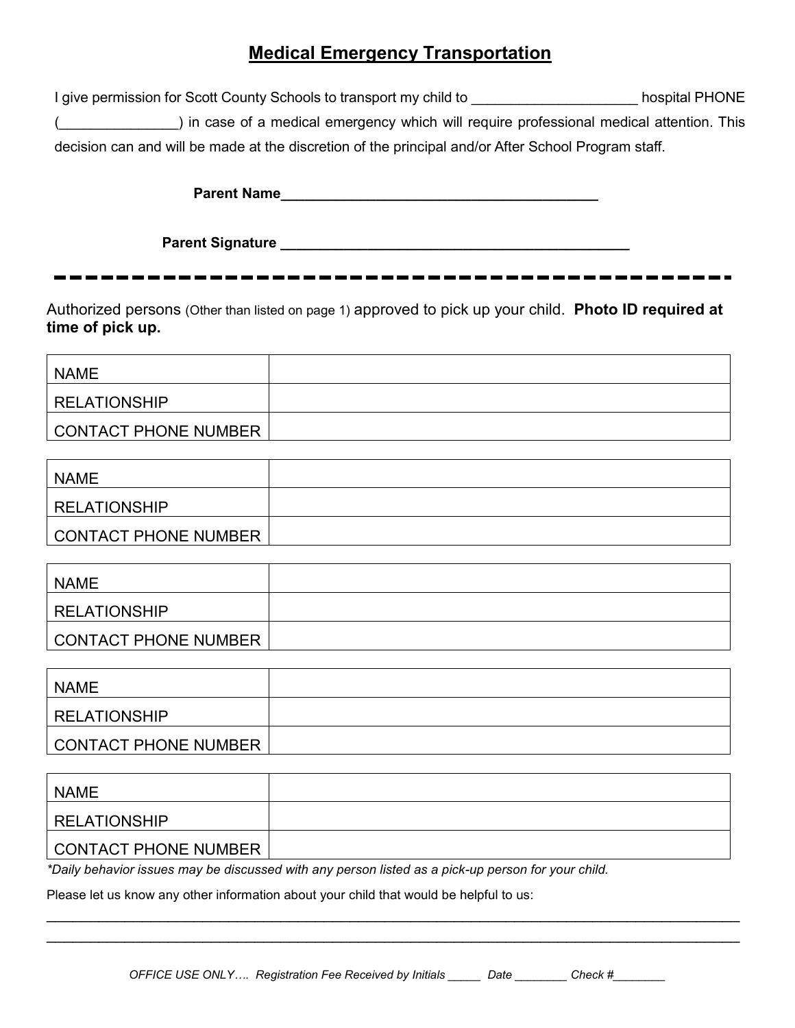## Medical Emergency Transportation

I give permission for Scott County Schools to transport my child to _____________________ hospital PHONE (_______________) in case of a medical emergency which will require professional medical attention. This decision can and will be made at the discretion of the principal and/or After School Program staff.

**Parent Name**_________________________________________

**Parent Signature** _____________________________________________

---

Authorized persons (Other than listed on page 1) approved to pick up your child. **Photo ID required at time of pick up.**

| | |
|---|---|
| NAME | |
| RELATIONSHIP | |
| CONTACT PHONE NUMBER | |

| | |
|---|---|
| NAME | |
| RELATIONSHIP | |
| CONTACT PHONE NUMBER | |

| | |
|---|---|
| NAME | |
| RELATIONSHIP | |
| CONTACT PHONE NUMBER | |

| | |
|---|---|
| NAME | |
| RELATIONSHIP | |
| CONTACT PHONE NUMBER | |

| | |
|---|---|
| NAME | |
| RELATIONSHIP | |
| CONTACT PHONE NUMBER | |

*\*Daily behavior issues may be discussed with any person listed as a pick-up person for your child.*

Please let us know any other information about your child that would be helpful to us:

_____________________________________________________________________________________

_____________________________________________________________________________________

*OFFICE USE ONLY…. Registration Fee Received by Initials _____ Date ________ Check #________*